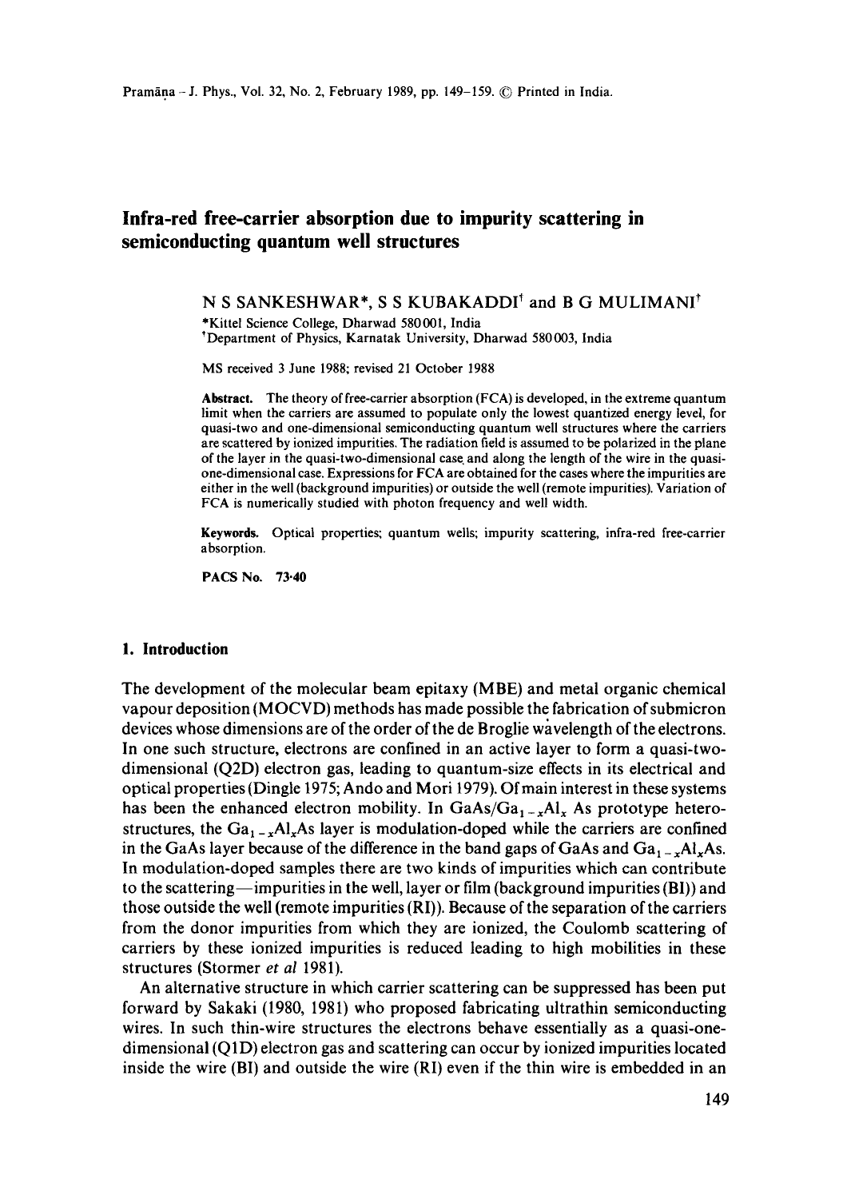# Infra-red free-carrier absorption due to impurity scattering in semiconducting quantum well structures

N S SANKESHWAR*, S S KUBAKADDI† and B G MULIMANI†

*Kittel Science College, Dharwad 580001, India
†Department of Physics, Karnatak University, Dharwad 580003, India

MS received 3 June 1988; revised 21 October 1988

**Abstract.** The theory of free-carrier absorption (FCA) is developed, in the extreme quantum limit when the carriers are assumed to populate only the lowest quantized energy level, for quasi-two and one-dimensional semiconducting quantum well structures where the carriers are scattered by ionized impurities. The radiation field is assumed to be polarized in the plane of the layer in the quasi-two-dimensional case and along the length of the wire in the quasi-one-dimensional case. Expressions for FCA are obtained for the cases where the impurities are either in the well (background impurities) or outside the well (remote impurities). Variation of FCA is numerically studied with photon frequency and well width.

**Keywords.** Optical properties; quantum wells; impurity scattering, infra-red free-carrier absorption.

**PACS No.** 73·40

## 1. Introduction

The development of the molecular beam epitaxy (MBE) and metal organic chemical vapour deposition (MOCVD) methods has made possible the fabrication of submicron devices whose dimensions are of the order of the de Broglie wavelength of the electrons. In one such structure, electrons are confined in an active layer to form a quasi-two-dimensional (Q2D) electron gas, leading to quantum-size effects in its electrical and optical properties (Dingle 1975; Ando and Mori 1979). Of main interest in these systems has been the enhanced electron mobility. In GaAs/$Ga_{1-x}Al_x$ As prototype heterostructures, the $Ga_{1-x}Al_xAs$ layer is modulation-doped while the carriers are confined in the GaAs layer because of the difference in the band gaps of GaAs and $Ga_{1-x}Al_xAs$. In modulation-doped samples there are two kinds of impurities which can contribute to the scattering—impurities in the well, layer or film (background impurities (BI)) and those outside the well (remote impurities (RI)). Because of the separation of the carriers from the donor impurities from which they are ionized, the Coulomb scattering of carriers by these ionized impurities is reduced leading to high mobilities in these structures (Stormer *et al* 1981).

An alternative structure in which carrier scattering can be suppressed has been put forward by Sakaki (1980, 1981) who proposed fabricating ultrathin semiconducting wires. In such thin-wire structures the electrons behave essentially as a quasi-one-dimensional (Q1D) electron gas and scattering can occur by ionized impurities located inside the wire (BI) and outside the wire (RI) even if the thin wire is embedded in an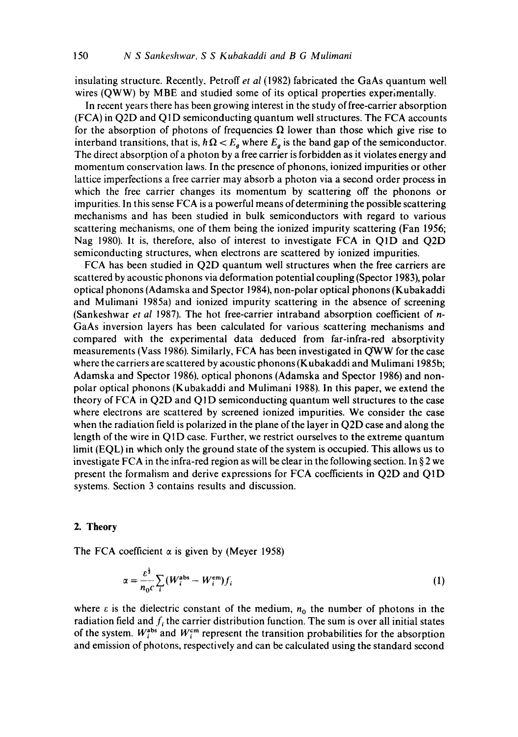insulating structure. Recently, Petroff *et al* (1982) fabricated the GaAs quantum well wires (QWW) by MBE and studied some of its optical properties experimentally.

In recent years there has been growing interest in the study of free-carrier absorption (FCA) in Q2D and Q1D semiconducting quantum well structures. The FCA accounts for the absorption of photons of frequencies $\Omega$ lower than those which give rise to interband transitions, that is, $\hbar\Omega < E_g$ where $E_g$ is the band gap of the semiconductor. The direct absorption of a photon by a free carrier is forbidden as it violates energy and momentum conservation laws. In the presence of phonons, ionized impurities or other lattice imperfections a free carrier may absorb a photon via a second order process in which the free carrier changes its momentum by scattering off the phonons or impurities. In this sense FCA is a powerful means of determining the possible scattering mechanisms and has been studied in bulk semiconductors with regard to various scattering mechanisms, one of them being the ionized impurity scattering (Fan 1956; Nag 1980). It is, therefore, also of interest to investigate FCA in Q1D and Q2D semiconducting structures, when electrons are scattered by ionized impurities.

FCA has been studied in Q2D quantum well structures when the free carriers are scattered by acoustic phonons via deformation potential coupling (Spector 1983), polar optical phonons (Adamska and Spector 1984), non-polar optical phonons (Kubakaddi and Mulimani 1985a) and ionized impurity scattering in the absence of screening (Sankeshwar *et al* 1987). The hot free-carrier intraband absorption coefficient of *n*-GaAs inversion layers has been calculated for various scattering mechanisms and compared with the experimental data deduced from far-infra-red absorptivity measurements (Vass 1986). Similarly, FCA has been investigated in QWW for the case where the carriers are scattered by acoustic phonons (Kubakaddi and Mulimani 1985b; Adamska and Spector 1986), optical phonons (Adamska and Spector 1986) and non-polar optical phonons (Kubakaddi and Mulimani 1988). In this paper, we extend the theory of FCA in Q2D and Q1D semiconducting quantum well structures to the case where electrons are scattered by screened ionized impurities. We consider the case when the radiation field is polarized in the plane of the layer in Q2D case and along the length of the wire in Q1D case. Further, we restrict ourselves to the extreme quantum limit (EQL) in which only the ground state of the system is occupied. This allows us to investigate FCA in the infra-red region as will be clear in the following section. In § 2 we present the formalism and derive expressions for FCA coefficients in Q2D and Q1D systems. Section 3 contains results and discussion.

## 2. Theory

The FCA coefficient $\alpha$ is given by (Meyer 1958)

$$\alpha = \frac{\varepsilon^{\frac{1}{2}}}{n_0 c} \sum_i (W_i^{\text{abs}} - W_i^{\text{em}}) f_i \tag{1}$$

where $\varepsilon$ is the dielectric constant of the medium, $n_0$ the number of photons in the radiation field and $f_i$ the carrier distribution function. The sum is over all initial states of the system. $W_i^{\text{abs}}$ and $W_i^{\text{em}}$ represent the transition probabilities for the absorption and emission of photons, respectively and can be calculated using the standard second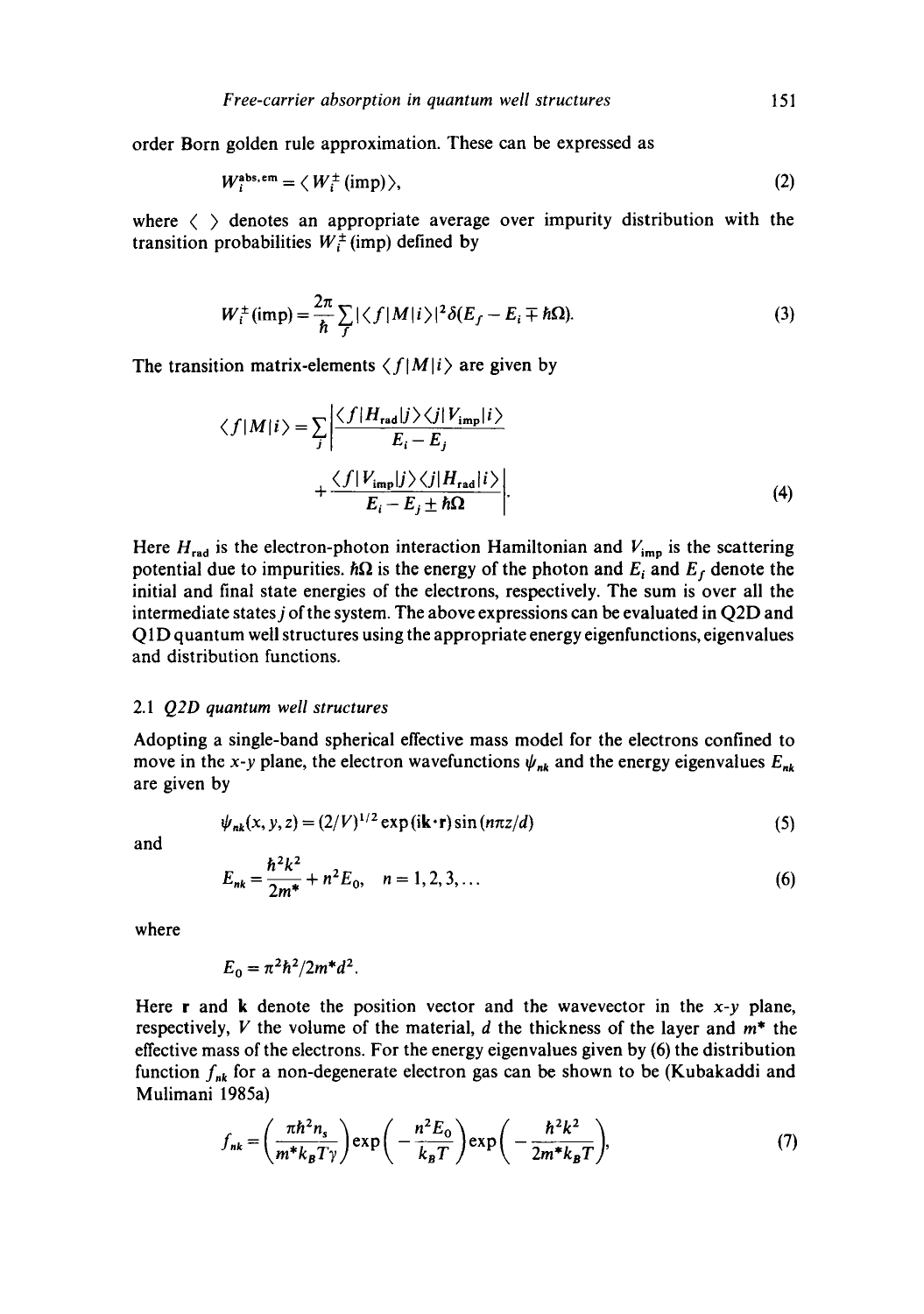order Born golden rule approximation. These can be expressed as

$$W_i^{\text{abs,em}} = \langle W_i^{\pm}(\text{imp}) \rangle, \tag{2}$$

where $\langle \; \rangle$ denotes an appropriate average over impurity distribution with the transition probabilities $W_i^{\pm}(\text{imp})$ defined by

$$W_i^{\pm}(\text{imp}) = \frac{2\pi}{\hbar} \sum_f |\langle f|M|i\rangle|^2 \delta(E_f - E_i \mp \hbar\Omega). \tag{3}$$

The transition matrix-elements $\langle f|M|i\rangle$ are given by

$$\langle f|M|i\rangle = \sum_j \left| \frac{\langle f|H_{\text{rad}}|j\rangle\langle j|V_{\text{imp}}|i\rangle}{E_i - E_j} + \frac{\langle f|V_{\text{imp}}|j\rangle\langle j|H_{\text{rad}}|i\rangle}{E_i - E_j \pm \hbar\Omega} \right|. \tag{4}$$

Here $H_{\text{rad}}$ is the electron-photon interaction Hamiltonian and $V_{\text{imp}}$ is the scattering potential due to impurities. $\hbar\Omega$ is the energy of the photon and $E_i$ and $E_f$ denote the initial and final state energies of the electrons, respectively. The sum is over all the intermediate states $j$ of the system. The above expressions can be evaluated in Q2D and Q1D quantum well structures using the appropriate energy eigenfunctions, eigenvalues and distribution functions.

### 2.1 *Q2D quantum well structures*

Adopting a single-band spherical effective mass model for the electrons confined to move in the $x$-$y$ plane, the electron wavefunctions $\psi_{nk}$ and the energy eigenvalues $E_{nk}$ are given by

$$\psi_{nk}(x, y, z) = (2/V)^{1/2} \exp(i\mathbf{k}\cdot\mathbf{r}) \sin(n\pi z/d) \tag{5}$$

and

$$E_{nk} = \frac{\hbar^2 k^2}{2m^*} + n^2 E_0, \quad n = 1, 2, 3, \ldots \tag{6}$$

where

$$E_0 = \pi^2\hbar^2/2m^*d^2.$$

Here $\mathbf{r}$ and $\mathbf{k}$ denote the position vector and the wavevector in the $x$-$y$ plane, respectively, $V$ the volume of the material, $d$ the thickness of the layer and $m^*$ the effective mass of the electrons. For the energy eigenvalues given by (6) the distribution function $f_{nk}$ for a non-degenerate electron gas can be shown to be (Kubakaddi and Mulimani 1985a)

$$f_{nk} = \left(\frac{\pi\hbar^2 n_s}{m^* k_B T \gamma}\right) \exp\left(-\frac{n^2 E_0}{k_B T}\right) \exp\left(-\frac{\hbar^2 k^2}{2m^* k_B T}\right), \tag{7}$$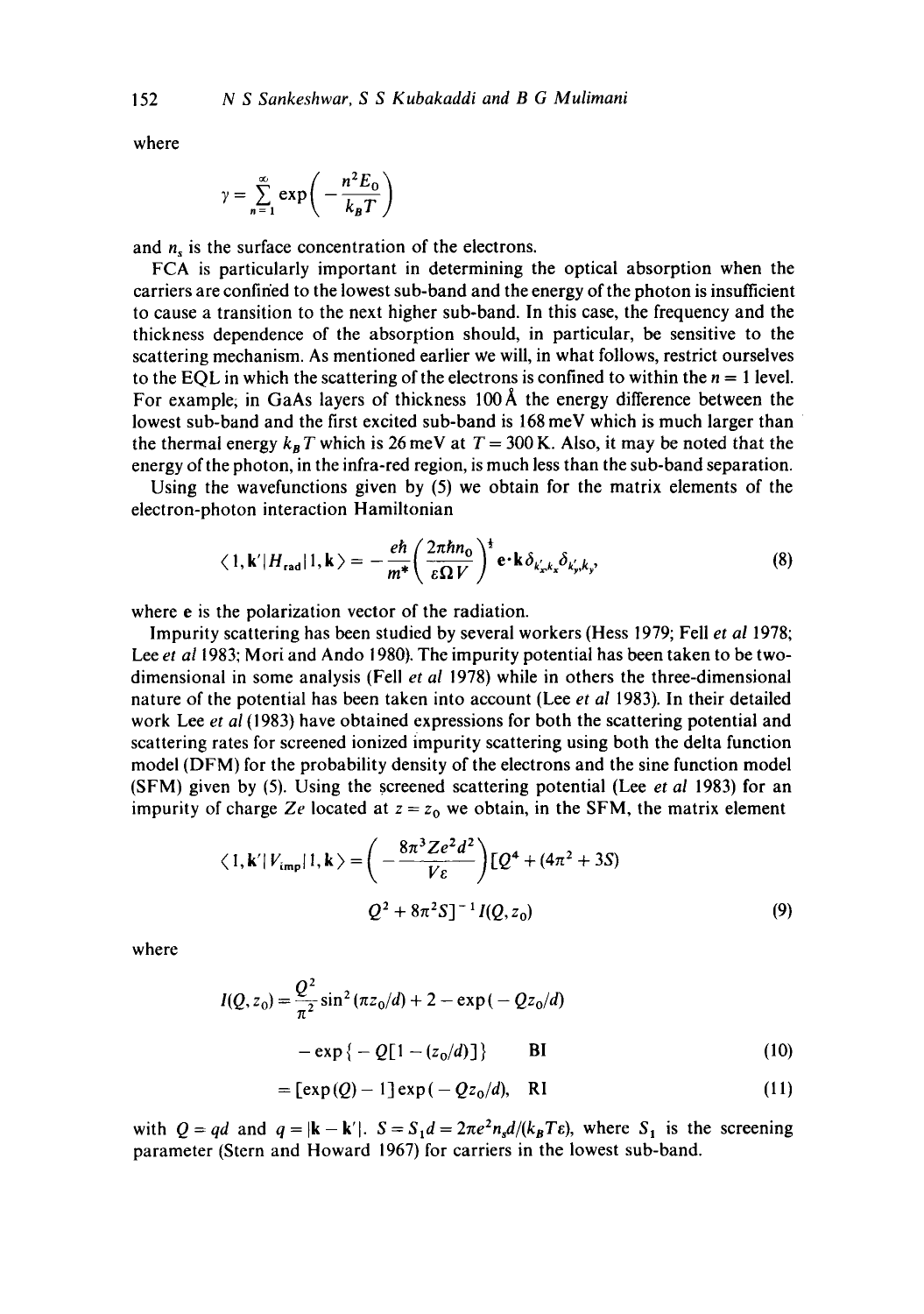where

$$\gamma = \sum_{n=1}^{\infty} \exp\left(-\frac{n^2 E_0}{k_B T}\right)$$

and $n_s$ is the surface concentration of the electrons.

FCA is particularly important in determining the optical absorption when the carriers are confined to the lowest sub-band and the energy of the photon is insufficient to cause a transition to the next higher sub-band. In this case, the frequency and the thickness dependence of the absorption should, in particular, be sensitive to the scattering mechanism. As mentioned earlier we will, in what follows, restrict ourselves to the EQL in which the scattering of the electrons is confined to within the $n = 1$ level. For example, in GaAs layers of thickness 100 Å the energy difference between the lowest sub-band and the first excited sub-band is 168 meV which is much larger than the thermal energy $k_B T$ which is 26 meV at $T = 300$ K. Also, it may be noted that the energy of the photon, in the infra-red region, is much less than the sub-band separation.

Using the wavefunctions given by (5) we obtain for the matrix elements of the electron-photon interaction Hamiltonian

$$\langle 1, \mathbf{k}' | H_{\text{rad}} | 1, \mathbf{k} \rangle = -\frac{eh}{m^*}\left(\frac{2\pi\hbar n_0}{\varepsilon \Omega V}\right)^{\frac{1}{2}} \mathbf{e}\cdot\mathbf{k}\,\delta_{k'_x k_x}\delta_{k'_y k_y} \tag{8}$$

where $\mathbf{e}$ is the polarization vector of the radiation.

Impurity scattering has been studied by several workers (Hess 1979; Fell *et al* 1978; Lee *et al* 1983; Mori and Ando 1980). The impurity potential has been taken to be two-dimensional in some analysis (Fell *et al* 1978) while in others the three-dimensional nature of the potential has been taken into account (Lee *et al* 1983). In their detailed work Lee *et al* (1983) have obtained expressions for both the scattering potential and scattering rates for screened ionized impurity scattering using both the delta function model (DFM) for the probability density of the electrons and the sine function model (SFM) given by (5). Using the screened scattering potential (Lee *et al* 1983) for an impurity of charge $Ze$ located at $z = z_0$ we obtain, in the SFM, the matrix element

$$\langle 1, \mathbf{k}' | V_{\text{imp}} | 1, \mathbf{k} \rangle = \left(-\frac{8\pi^3 Z e^2 d^2}{V\varepsilon}\right)[Q^4 + (4\pi^2 + 3S)$$
$$Q^2 + 8\pi^2 S]^{-1} I(Q, z_0) \tag{9}$$

where

$$I(Q, z_0) = \frac{Q^2}{\pi^2}\sin^2(\pi z_0/d) + 2 - \exp(-Q z_0/d)$$
$$- \exp\{-Q[1 - (z_0/d)]\} \qquad \text{BI} \tag{10}$$

$$= [\exp(Q) - 1]\exp(-Q z_0/d), \quad \text{RI} \tag{11}$$

with $Q = qd$ and $q = |\mathbf{k} - \mathbf{k}'|$. $S = S_1 d = 2\pi e^2 n_s d/(k_B T \varepsilon)$, where $S_1$ is the screening parameter (Stern and Howard 1967) for carriers in the lowest sub-band.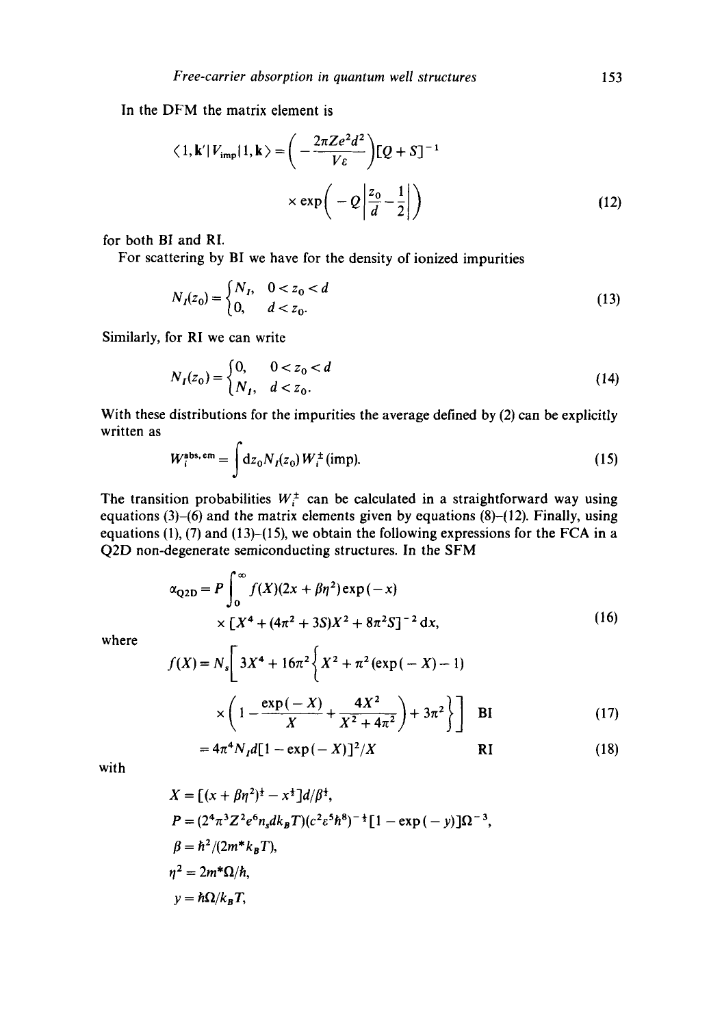In the DFM the matrix element is

$$\langle 1, \mathbf{k}' | V_{\rm imp} | 1, \mathbf{k} \rangle = \left( -\frac{2\pi Z e^2 d^2}{V\varepsilon} \right) [Q + S]^{-1} \times \exp\left( -Q \left| \frac{z_0}{d} - \frac{1}{2} \right| \right) \tag{12}$$

for both BI and RI.

For scattering by BI we have for the density of ionized impurities

$$N_I(z_0) = \begin{cases} N_I, & 0 < z_0 < d \\ 0, & d < z_0. \end{cases} \tag{13}$$

Similarly, for RI we can write

$$N_I(z_0) = \begin{cases} 0, & 0 < z_0 < d \\ N_I, & d < z_0. \end{cases} \tag{14}$$

With these distributions for the impurities the average defined by (2) can be explicitly written as

$$W_i^{\rm abs, em} = \int {\rm d}z_0 N_I(z_0) W_i^{\pm}({\rm imp}). \tag{15}$$

The transition probabilities $W_i^{\pm}$ can be calculated in a straightforward way using equations (3)–(6) and the matrix elements given by equations (8)–(12). Finally, using equations (1), (7) and (13)–(15), we obtain the following expressions for the FCA in a Q2D non-degenerate semiconducting structures. In the SFM

$$\alpha_{\rm Q2D} = P \int_0^{\infty} f(X)(2x + \beta\eta^2)\exp(-x) \times [X^4 + (4\pi^2 + 3S)X^2 + 8\pi^2 S]^{-2}\, {\rm d}x, \tag{16}$$

where

$$f(X) = N_s \left[ 3X^4 + 16\pi^2 \left\{ X^2 + \pi^2(\exp(-X) - 1) \times \left( 1 - \frac{\exp(-X)}{X} + \frac{4X^2}{X^2 + 4\pi^2} \right) + 3\pi^2 \right\} \right] \quad \text{BI} \tag{17}$$

$$= 4\pi^4 N_I d[1 - \exp(-X)]^2 / X \quad \text{RI} \tag{18}$$

with

$$X = [(x + \beta\eta^2)^{\frac{1}{2}} - x^{\frac{1}{2}}]d/\beta^{\frac{1}{2}},$$

$$P = (2^4\pi^3 Z^2 e^6 n_s d k_B T)(c^2\varepsilon^5\hbar^8)^{-\frac{1}{2}}[1 - \exp(-y)]\Omega^{-3},$$

$$\beta = \hbar^2/(2m^* k_B T),$$

$$\eta^2 = 2m^*\Omega/\hbar,$$

$$y = \hbar\Omega/k_B T,$$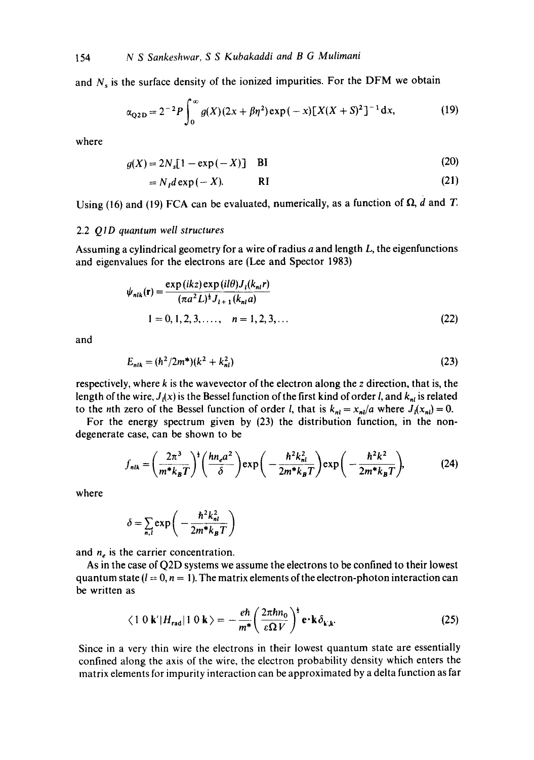and $N_s$ is the surface density of the ionized impurities. For the DFM we obtain

$$\alpha_{\mathrm{Q2D}} = 2^{-2}P\int_0^\infty g(X)(2x+\beta\eta^2)\exp(-x)[X(X+S)^2]^{-1}\mathrm{d}x, \tag{19}$$

where

$$g(X) = 2N_s[1-\exp(-X)] \quad \mathrm{BI} \tag{20}$$

$$= N_I d\exp(-X). \quad \mathrm{RI} \tag{21}$$

Using (16) and (19) FCA can be evaluated, numerically, as a function of $\Omega$, $d$ and $T$.

### 2.2 *Q1D quantum well structures*

Assuming a cylindrical geometry for a wire of radius $a$ and length $L$, the eigenfunctions and eigenvalues for the electrons are (Lee and Spector 1983)

$$\psi_{nlk}(\mathbf{r}) = \frac{\exp(ikz)\exp(il\theta)J_l(k_{nl}r)}{(\pi a^2 L)^{\frac{1}{2}}J_{l+1}(k_{nl}a)}$$

$$l = 0,1,2,3,\ldots,\quad n = 1,2,3,\ldots \tag{22}$$

and

$$E_{nlk} = (\hbar^2/2m^*)(k^2 + k_{nl}^2) \tag{23}$$

respectively, where $k$ is the wavevector of the electron along the $z$ direction, that is, the length of the wire, $J_l(x)$ is the Bessel function of the first kind of order $l$, and $k_{nl}$ is related to the $n$th zero of the Bessel function of order $l$, that is $k_{nl} = x_{nl}/a$ where $J_l(x_{nl}) = 0$.

For the energy spectrum given by (23) the distribution function, in the non-degenerate case, can be shown to be

$$f_{nlk} = \left(\frac{2\pi^3}{m^*k_BT}\right)^{\frac{1}{2}}\left(\frac{\hbar n_e a^2}{\delta}\right)\exp\left(-\frac{\hbar^2k_{nl}^2}{2m^*k_BT}\right)\exp\left(-\frac{\hbar^2k^2}{2m^*k_BT}\right), \tag{24}$$

where

$$\delta = \sum_{n,l}\exp\left(-\frac{\hbar^2k_{nl}^2}{2m^*k_BT}\right)$$

and $n_e$ is the carrier concentration.

As in the case of Q2D systems we assume the electrons to be confined to their lowest quantum state ($l = 0$, $n = 1$). The matrix elements of the electron-photon interaction can be written as

$$\langle 1\;0\;\mathbf{k}'|H_{\mathrm{rad}}|1\;0\;\mathbf{k}\rangle = -\frac{e\hbar}{m^*}\left(\frac{2\pi\hbar n_0}{\varepsilon\Omega V}\right)^{\frac{1}{2}}\mathbf{e}\cdot\mathbf{k}\,\delta_{\mathbf{k}',\mathbf{k}}. \tag{25}$$

Since in a very thin wire the electrons in their lowest quantum state are essentially confined along the axis of the wire, the electron probability density which enters the matrix elements for impurity interaction can be approximated by a delta function as far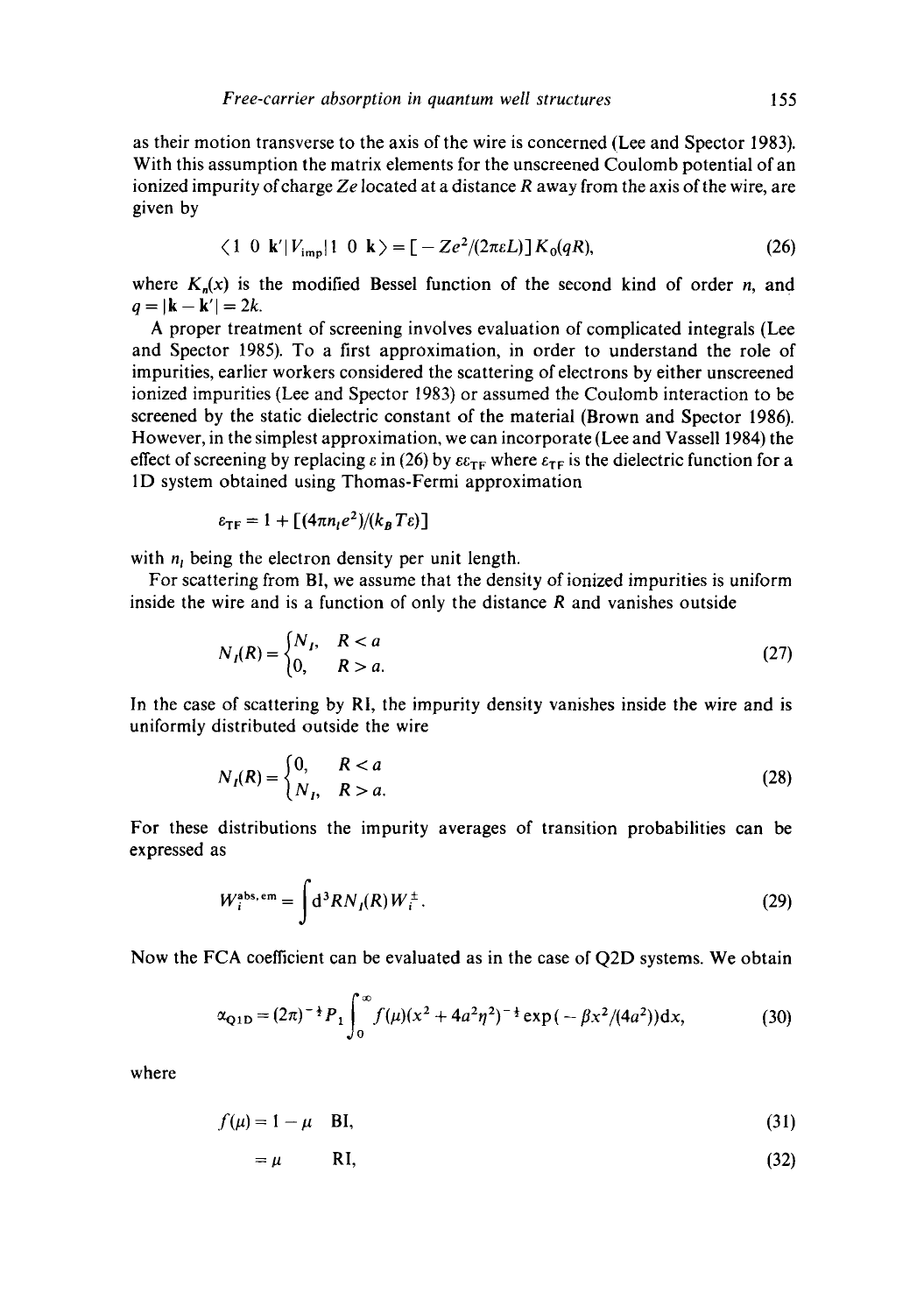as their motion transverse to the axis of the wire is concerned (Lee and Spector 1983). With this assumption the matrix elements for the unscreened Coulomb potential of an ionized impurity of charge $Ze$ located at a distance $R$ away from the axis of the wire, are given by

$$\langle 1\ 0\ \mathbf{k}'|V_{\mathrm{imp}}|1\ 0\ \mathbf{k}\rangle = [-Ze^2/(2\pi\varepsilon L)]K_0(qR), \tag{26}$$

where $K_n(x)$ is the modified Bessel function of the second kind of order $n$, and $q = |\mathbf{k} - \mathbf{k}'| = 2k$.

A proper treatment of screening involves evaluation of complicated integrals (Lee and Spector 1985). To a first approximation, in order to understand the role of impurities, earlier workers considered the scattering of electrons by either unscreened ionized impurities (Lee and Spector 1983) or assumed the Coulomb interaction to be screened by the static dielectric constant of the material (Brown and Spector 1986). However, in the simplest approximation, we can incorporate (Lee and Vassell 1984) the effect of screening by replacing $\varepsilon$ in (26) by $\varepsilon\varepsilon_{\mathrm{TF}}$ where $\varepsilon_{\mathrm{TF}}$ is the dielectric function for a 1D system obtained using Thomas-Fermi approximation

$$\varepsilon_{\mathrm{TF}} = 1 + [(4\pi n_l e^2)/(k_B T\varepsilon)]$$

with $n_l$ being the electron density per unit length.

For scattering from BI, we assume that the density of ionized impurities is uniform inside the wire and is a function of only the distance $R$ and vanishes outside

$$N_I(R) = \begin{cases} N_I, & R < a \\ 0, & R > a. \end{cases} \tag{27}$$

In the case of scattering by RI, the impurity density vanishes inside the wire and is uniformly distributed outside the wire

$$N_I(R) = \begin{cases} 0, & R < a \\ N_I, & R > a. \end{cases} \tag{28}$$

For these distributions the impurity averages of transition probabilities can be expressed as

$$W_i^{\mathrm{abs,em}} = \int \mathrm{d}^3R\, N_I(R) W_i^{\pm}. \tag{29}$$

Now the FCA coefficient can be evaluated as in the case of Q2D systems. We obtain

$$\alpha_{\mathrm{Q1D}} = (2\pi)^{-\frac{1}{2}} P_1 \int_0^\infty f(\mu)(x^2 + 4a^2\eta^2)^{-\frac{1}{2}} \exp(-\beta x^2/(4a^2))\mathrm{d}x, \tag{30}$$

where

$$f(\mu) = 1 - \mu \quad \mathrm{BI}, \tag{31}$$

$$= \mu \quad \mathrm{RI}, \tag{32}$$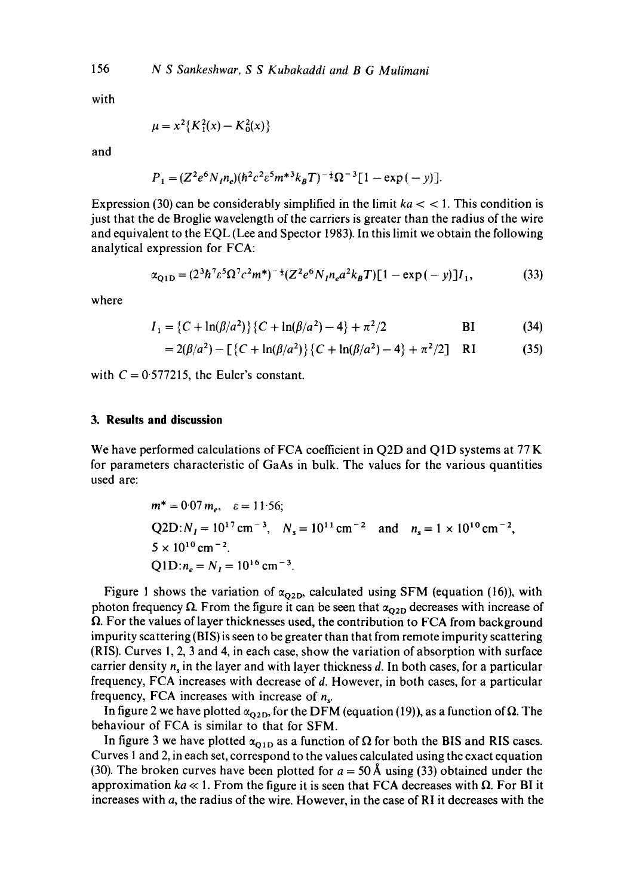with

$$\mu = x^2\{K_1^2(x) - K_0^2(x)\}$$

and

$$P_1 = (Z^2e^6N_In_e)(\hbar^2c^2\varepsilon^5m^{*3}k_BT)^{-\frac{1}{2}}\Omega^{-3}[1-\exp(-y)].$$

Expression (30) can be considerably simplified in the limit $ka << 1$. This condition is just that the de Broglie wavelength of the carriers is greater than the radius of the wire and equivalent to the EQL (Lee and Spector 1983). In this limit we obtain the following analytical expression for FCA:

$$\alpha_{\mathrm{Q1D}} = (2^3\hbar^7\varepsilon^5\Omega^7c^2m^*)^{-\frac{1}{2}}(Z^2e^6N_In_ea^2k_BT)[1-\exp(-y)]I_1, \tag{33}$$

where

$$I_1 = \{C + \ln(\beta/a^2)\}\{C + \ln(\beta/a^2) - 4\} + \pi^2/2 \qquad \mathrm{BI} \tag{34}$$

$$= 2(\beta/a^2) - [\{C + \ln(\beta/a^2)\}\{C + \ln(\beta/a^2) - 4\} + \pi^2/2] \quad \mathrm{RI} \tag{35}$$

with $C = 0{\cdot}577215$, the Euler's constant.

## 3. Results and discussion

We have performed calculations of FCA coefficient in Q2D and Q1D systems at 77 K for parameters characteristic of GaAs in bulk. The values for the various quantities used are:

$m^* = 0{\cdot}07\,m_e$, $\varepsilon = 11{\cdot}56$;

Q2D: $N_I = 10^{17}\,\mathrm{cm}^{-3}$, $N_s = 10^{11}\,\mathrm{cm}^{-2}$ and $n_s = 1\times10^{10}\,\mathrm{cm}^{-2}$, $5\times10^{10}\,\mathrm{cm}^{-2}$.

Q1D: $n_e = N_I = 10^{16}\,\mathrm{cm}^{-3}$.

Figure 1 shows the variation of $\alpha_{\mathrm{Q2D}}$, calculated using SFM (equation (16)), with photon frequency $\Omega$. From the figure it can be seen that $\alpha_{\mathrm{Q2D}}$ decreases with increase of $\Omega$. For the values of layer thicknesses used, the contribution to FCA from background impurity scattering (BIS) is seen to be greater than that from remote impurity scattering (RIS). Curves 1, 2, 3 and 4, in each case, show the variation of absorption with surface carrier density $n_s$ in the layer and with layer thickness $d$. In both cases, for a particular frequency, FCA increases with decrease of $d$. However, in both cases, for a particular frequency, FCA increases with increase of $n_s$.

In figure 2 we have plotted $\alpha_{\mathrm{Q2D}}$, for the DFM (equation (19)), as a function of $\Omega$. The behaviour of FCA is similar to that for SFM.

In figure 3 we have plotted $\alpha_{\mathrm{Q1D}}$ as a function of $\Omega$ for both the BIS and RIS cases. Curves 1 and 2, in each set, correspond to the values calculated using the exact equation (30). The broken curves have been plotted for $a = 50$ Å using (33) obtained under the approximation $ka \ll 1$. From the figure it is seen that FCA decreases with $\Omega$. For BI it increases with $a$, the radius of the wire. However, in the case of RI it decreases with the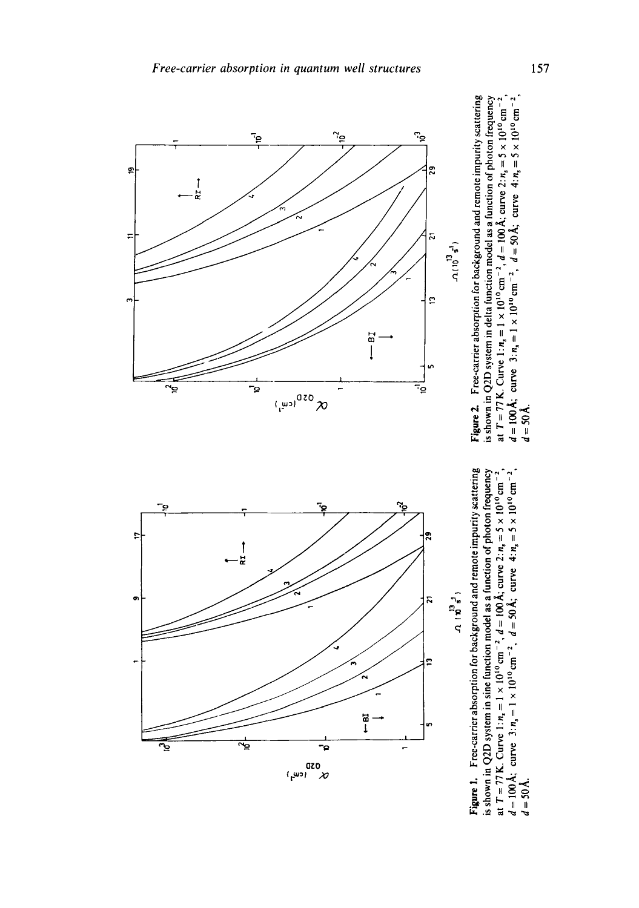**Figure 1.** Free-carrier absorption for background and remote impurity scattering is shown in Q2D system in sine function model as a function of photon frequency at $T = 77$ K. Curve 1: $n_s = 1 \times 10^{10}$ cm$^{-2}$, $d = 100$ Å; curve 2: $n_s = 5 \times 10^{10}$ cm$^{-2}$, $d = 100$ Å; curve 3: $n_s = 1 \times 10^{10}$ cm$^{-2}$, $d = 50$ Å; curve 4: $n_s = 5 \times 10^{10}$ cm$^{-2}$, $d = 50$ Å.

**Figure 2.** Free-carrier absorption for background and remote impurity scattering is shown in Q2D system in delta function model as a function of photon frequency at $T = 77$ K. Curve 1: $n_s = 1 \times 10^{10}$ cm$^{-2}$, $d = 100$ Å; curve 2: $n_s = 5 \times 10^{10}$ cm$^{-2}$, $d = 100$ Å; curve 3: $n_s = 1 \times 10^{10}$ cm$^{-2}$, $d = 50$ Å; curve 4: $n_s = 5 \times 10^{10}$ cm$^{-2}$, $d = 50$ Å.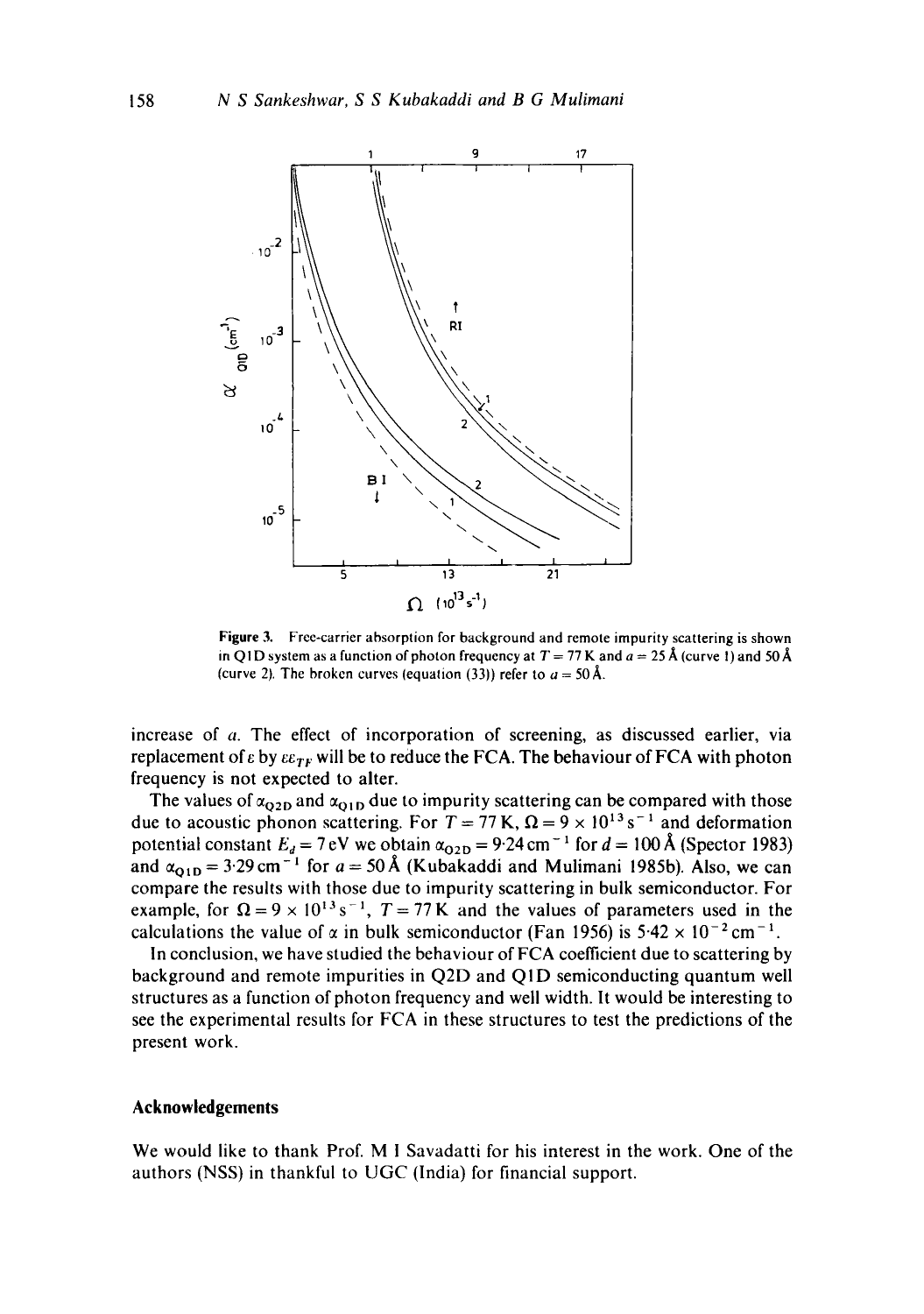**Figure 3.** Free-carrier absorption for background and remote impurity scattering is shown in Q1D system as a function of photon frequency at $T = 77$ K and $a = 25$ Å (curve 1) and 50 Å (curve 2). The broken curves (equation (33)) refer to $a = 50$ Å.

increase of $a$. The effect of incorporation of screening, as discussed earlier, via replacement of $\varepsilon$ by $\varepsilon\varepsilon_{TF}$ will be to reduce the FCA. The behaviour of FCA with photon frequency is not expected to alter.

The values of $\alpha_{Q2D}$ and $\alpha_{Q1D}$ due to impurity scattering can be compared with those due to acoustic phonon scattering. For $T = 77$ K, $\Omega = 9 \times 10^{13}\,\mathrm{s}^{-1}$ and deformation potential constant $E_d = 7$ eV we obtain $\alpha_{Q2D} = 9{\cdot}24\,\mathrm{cm}^{-1}$ for $d = 100$ Å (Spector 1983) and $\alpha_{Q1D} = 3{\cdot}29\,\mathrm{cm}^{-1}$ for $a = 50$ Å (Kubakaddi and Mulimani 1985b). Also, we can compare the results with those due to impurity scattering in bulk semiconductor. For example, for $\Omega = 9 \times 10^{13}\,\mathrm{s}^{-1}$, $T = 77$ K and the values of parameters used in the calculations the value of $\alpha$ in bulk semiconductor (Fan 1956) is $5{\cdot}42 \times 10^{-2}\,\mathrm{cm}^{-1}$.

In conclusion, we have studied the behaviour of FCA coefficient due to scattering by background and remote impurities in Q2D and Q1D semiconducting quantum well structures as a function of photon frequency and well width. It would be interesting to see the experimental results for FCA in these structures to test the predictions of the present work.

## Acknowledgements

We would like to thank Prof. M I Savadatti for his interest in the work. One of the authors (NSS) in thankful to UGC (India) for financial support.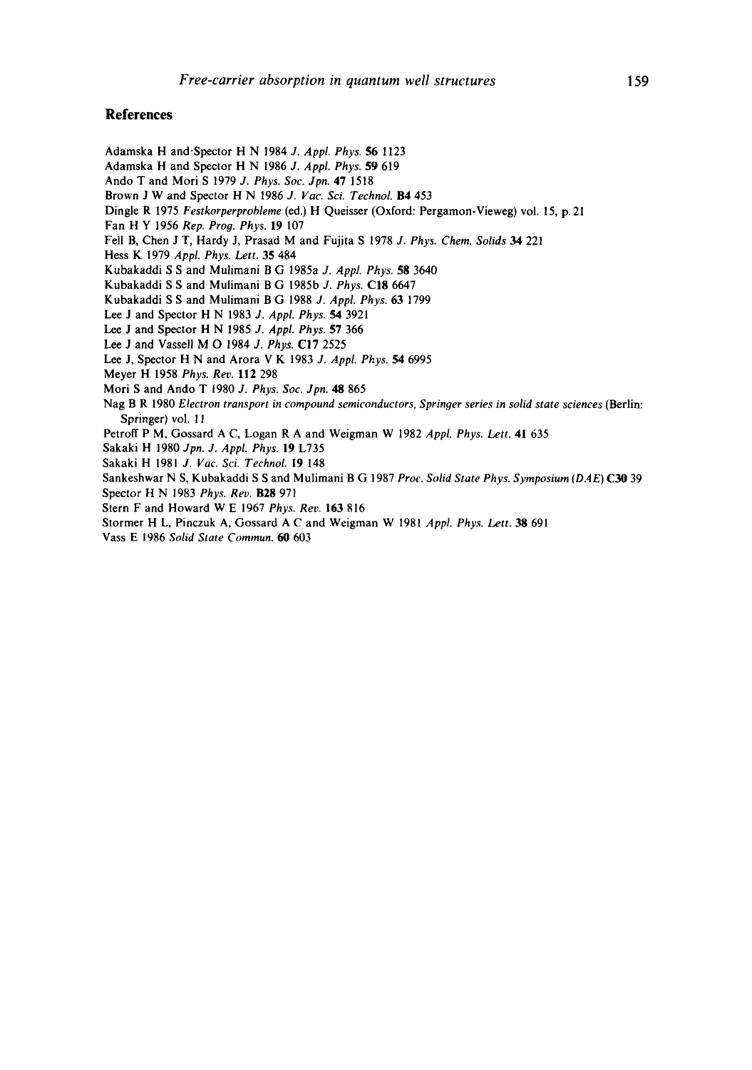## References

Adamska H and Spector H N 1984 *J. Appl. Phys.* **56** 1123

Adamska H and Spector H N 1986 *J. Appl. Phys.* **59** 619

Ando T and Mori S 1979 *J. Phys. Soc. Jpn.* **47** 1518

Brown J W and Spector H N 1986 *J. Vac. Sci. Technol.* **B4** 453

Dingle R 1975 *Festkorperprobleme* (ed.) H Queisser (Oxford: Pergamon-Vieweg) vol. 15, p. 21

Fan H Y 1956 *Rep. Prog. Phys.* **19** 107

Fell B, Chen J T, Hardy J, Prasad M and Fujita S 1978 *J. Phys. Chem. Solids* **34** 221

Hess K 1979 *Appl. Phys. Lett.* **35** 484

Kubakaddi S S and Mulimani B G 1985a *J. Appl. Phys.* **58** 3640

Kubakaddi S S and Mulimani B G 1985b *J. Phys.* **C18** 6647

Kubakaddi S S and Mulimani B G 1988 *J. Appl. Phys.* **63** 1799

Lee J and Spector H N 1983 *J. Appl. Phys.* **54** 3921

Lee J and Spector H N 1985 *J. Appl. Phys.* **57** 366

Lee J and Vassell M O 1984 *J. Phys.* **C17** 2525

Lee J, Spector H N and Arora V K 1983 *J. Appl. Phys.* **54** 6995

Meyer H 1958 *Phys. Rev.* **112** 298

Mori S and Ando T 1980 *J. Phys. Soc. Jpn.* **48** 865

Nag B R 1980 *Electron transport in compound semiconductors, Springer series in solid state sciences* (Berlin: Springer) vol. 11

Petroff P M, Gossard A C, Logan R A and Weigman W 1982 *Appl. Phys. Lett.* **41** 635

Sakaki H 1980 *Jpn. J. Appl. Phys.* **19** L735

Sakaki H 1981 *J. Vac. Sci. Technol.* **19** 148

Sankeshwar N S, Kubakaddi S S and Mulimani B G 1987 *Proc. Solid State Phys. Symposium (DAE)* **C30** 39

Spector H N 1983 *Phys. Rev.* **B28** 971

Stern F and Howard W E 1967 *Phys. Rev.* **163** 816

Stormer H L, Pinczuk A, Gossard A C and Weigman W 1981 *Appl. Phys. Lett.* **38** 691

Vass E 1986 *Solid State Commun.* **60** 603